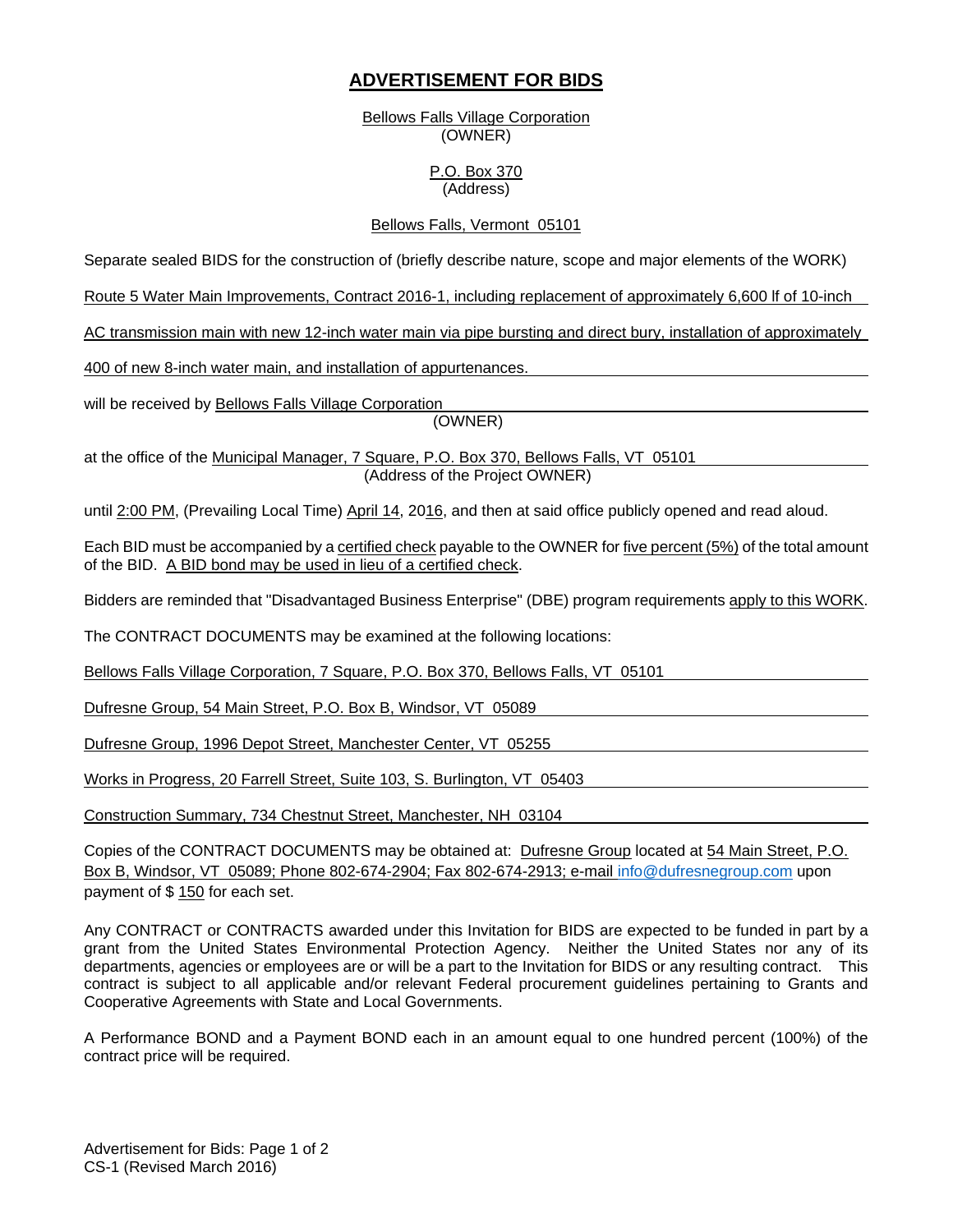# ADVERTISEMENT FOR BIDS

Bellows Falls Village Corporation
(OWNER)

P.O. Box 370
(Address)

Bellows Falls, Vermont 05101

Separate sealed BIDS for the construction of (briefly describe nature, scope and major elements of the WORK)

Route 5 Water Main Improvements, Contract 2016-1, including replacement of approximately 6,600 lf of 10-inch AC transmission main with new 12-inch water main via pipe bursting and direct bury, installation of approximately 400 of new 8-inch water main, and installation of appurtenances.

will be received by Bellows Falls Village Corporation
(OWNER)

at the office of the Municipal Manager, 7 Square, P.O. Box 370, Bellows Falls, VT 05101
(Address of the Project OWNER)

until 2:00 PM, (Prevailing Local Time) April 14, 2016, and then at said office publicly opened and read aloud.

Each BID must be accompanied by a certified check payable to the OWNER for five percent (5%) of the total amount of the BID. A BID bond may be used in lieu of a certified check.

Bidders are reminded that "Disadvantaged Business Enterprise" (DBE) program requirements apply to this WORK.

The CONTRACT DOCUMENTS may be examined at the following locations:

Bellows Falls Village Corporation, 7 Square, P.O. Box 370, Bellows Falls, VT 05101

Dufresne Group, 54 Main Street, P.O. Box B, Windsor, VT 05089

Dufresne Group, 1996 Depot Street, Manchester Center, VT 05255

Works in Progress, 20 Farrell Street, Suite 103, S. Burlington, VT 05403

Construction Summary, 734 Chestnut Street, Manchester, NH 03104

Copies of the CONTRACT DOCUMENTS may be obtained at: Dufresne Group located at 54 Main Street, P.O. Box B, Windsor, VT 05089; Phone 802-674-2904; Fax 802-674-2913; e-mail info@dufresnegroup.com upon payment of $ 150 for each set.

Any CONTRACT or CONTRACTS awarded under this Invitation for BIDS are expected to be funded in part by a grant from the United States Environmental Protection Agency. Neither the United States nor any of its departments, agencies or employees are or will be a part to the Invitation for BIDS or any resulting contract. This contract is subject to all applicable and/or relevant Federal procurement guidelines pertaining to Grants and Cooperative Agreements with State and Local Governments.

A Performance BOND and a Payment BOND each in an amount equal to one hundred percent (100%) of the contract price will be required.

CS-1 (Revised March 2016)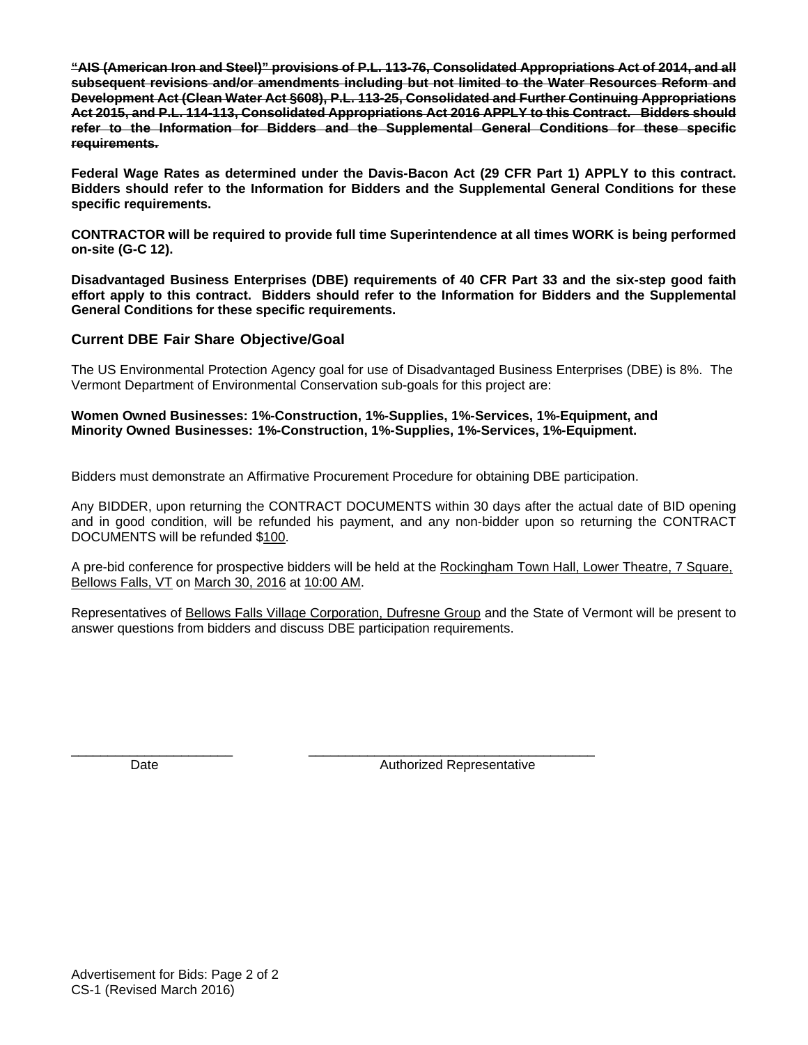~~**"AIS (American Iron and Steel)" provisions of P.L. 113-76, Consolidated Appropriations Act of 2014, and all subsequent revisions and/or amendments including but not limited to the Water Resources Reform and Development Act (Clean Water Act §608), P.L. 113-25, Consolidated and Further Continuing Appropriations Act 2015, and P.L. 114-113, Consolidated Appropriations Act 2016 APPLY to this Contract. Bidders should refer to the Information for Bidders and the Supplemental General Conditions for these specific requirements.**~~

**Federal Wage Rates as determined under the Davis-Bacon Act (29 CFR Part 1) APPLY to this contract. Bidders should refer to the Information for Bidders and the Supplemental General Conditions for these specific requirements.**

**CONTRACTOR will be required to provide full time Superintendence at all times WORK is being performed on-site (G-C 12).**

**Disadvantaged Business Enterprises (DBE) requirements of 40 CFR Part 33 and the six-step good faith effort apply to this contract. Bidders should refer to the Information for Bidders and the Supplemental General Conditions for these specific requirements.**

## Current DBE Fair Share Objective/Goal

The US Environmental Protection Agency goal for use of Disadvantaged Business Enterprises (DBE) is 8%. The Vermont Department of Environmental Conservation sub-goals for this project are:

**Women Owned Businesses: 1%-Construction, 1%-Supplies, 1%-Services, 1%-Equipment, and**
**Minority Owned Businesses: 1%-Construction, 1%-Supplies, 1%-Services, 1%-Equipment.**

Bidders must demonstrate an Affirmative Procurement Procedure for obtaining DBE participation.

Any BIDDER, upon returning the CONTRACT DOCUMENTS within 30 days after the actual date of BID opening and in good condition, will be refunded his payment, and any non-bidder upon so returning the CONTRACT DOCUMENTS will be refunded $100.

A pre-bid conference for prospective bidders will be held at the Rockingham Town Hall, Lower Theatre, 7 Square, Bellows Falls, VT on March 30, 2016 at 10:00 AM.

Representatives of Bellows Falls Village Corporation, Dufresne Group and the State of Vermont will be present to answer questions from bidders and discuss DBE participation requirements.

\_\_\_\_\_\_\_\_\_\_\_\_\_\_\_\_\_\_\_\_\_\_ Date

\_\_\_\_\_\_\_\_\_\_\_\_\_\_\_\_\_\_\_\_\_\_\_\_\_\_\_\_\_\_\_\_\_\_\_\_\_\_\_ Authorized Representative

CS-1 (Revised March 2016)